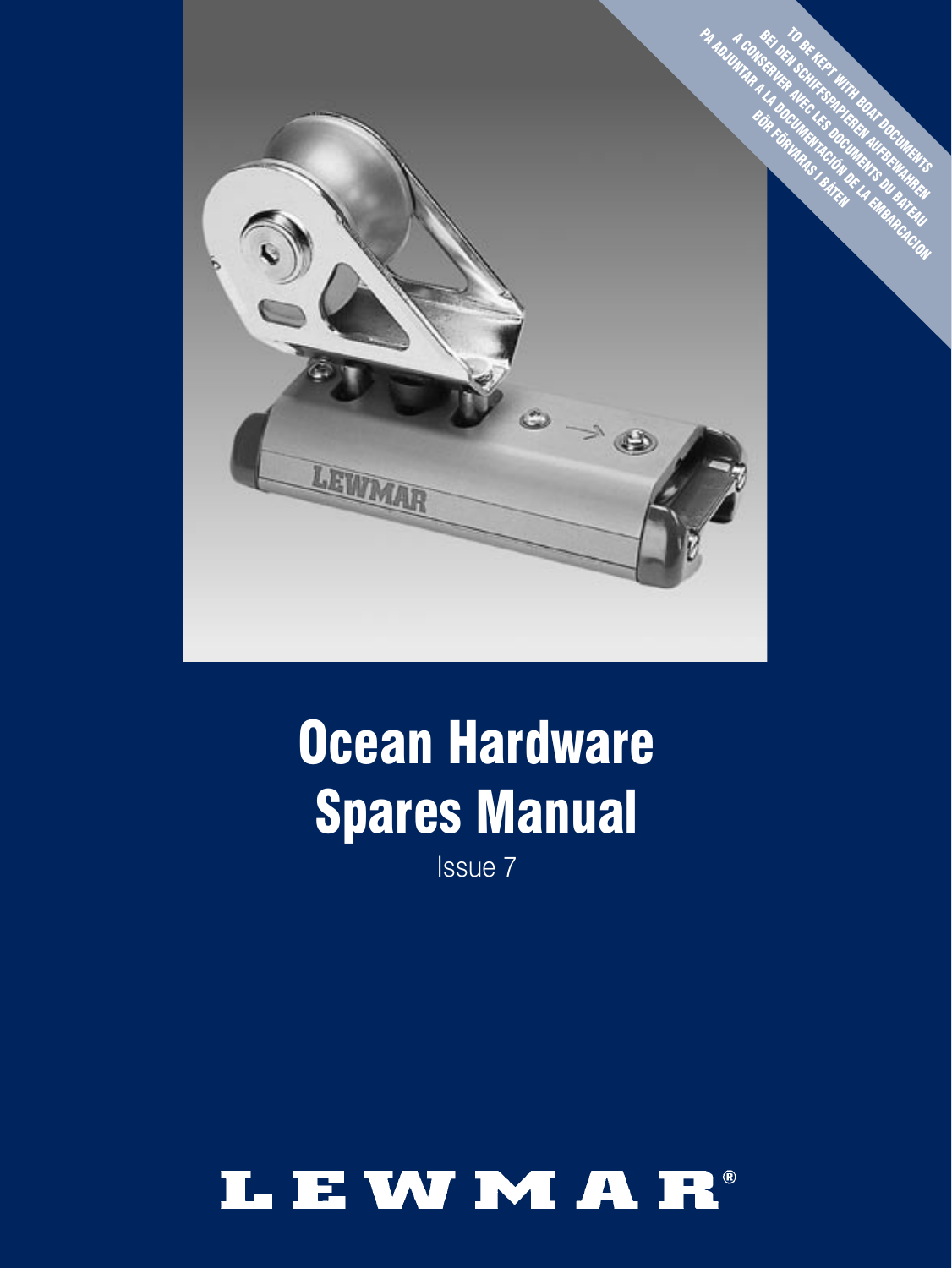TO BE KEPT WITH BOAT DOCUMENTS
BEI DEN SCHIFFSPAPIEREN AUFBEWAHREN
A CONSERVER AVEC LES DOCUMENTS DU BATEAU
PA ADJUNTAR A LA DOCUMENTACIÓN DE LA EMBARCACION
BÖR FÖRVARAS I BÅTEN

# Ocean Hardware Spares Manual

Issue 7

LEWMAR®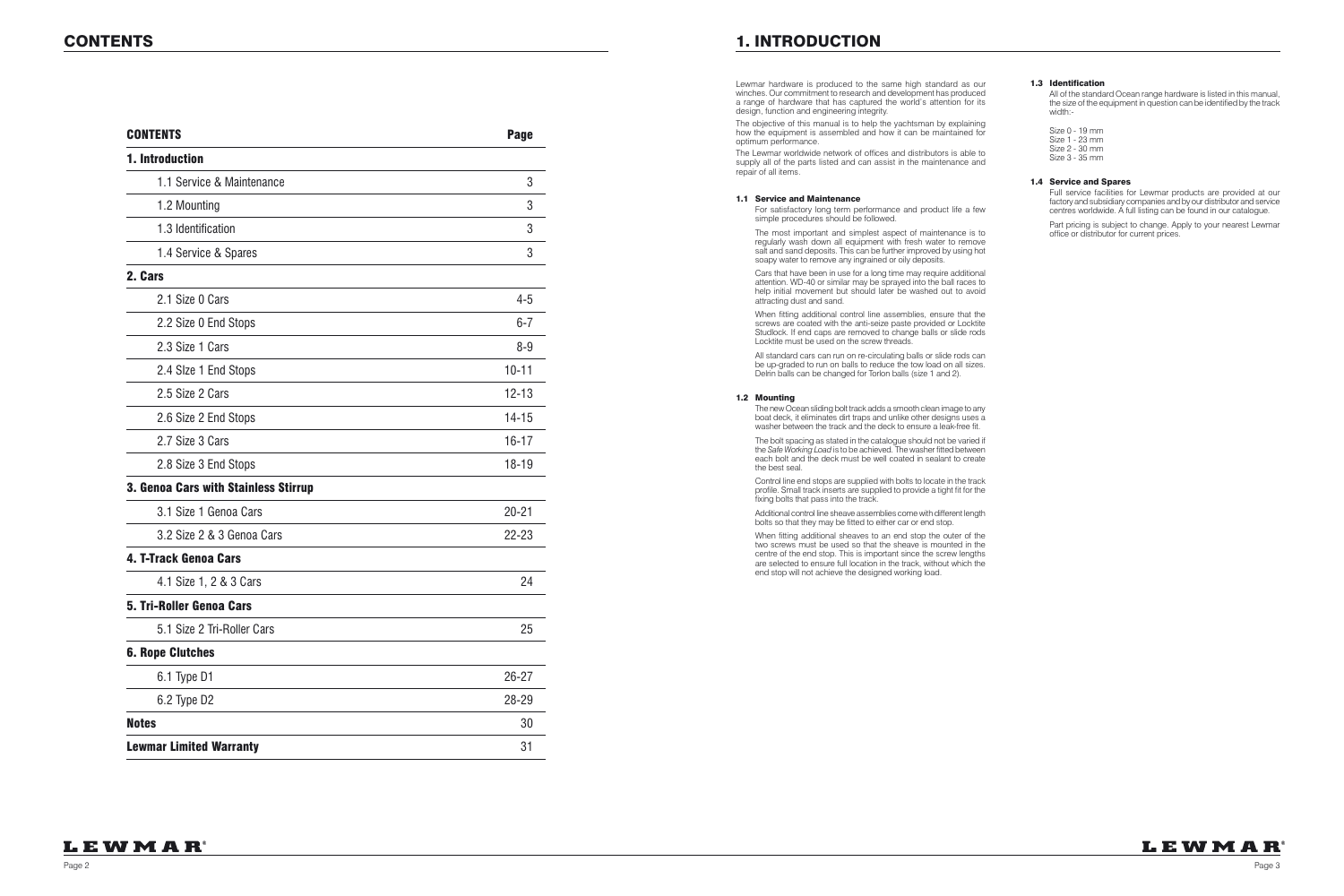# CONTENTS

| CONTENTS | Page |
| --- | --- |
| **1. Introduction** | |
| 1.1 Service & Maintenance | 3 |
| 1.2 Mounting | 3 |
| 1.3 Identification | 3 |
| 1.4 Service & Spares | 3 |
| **2. Cars** | |
| 2.1 Size 0 Cars | 4-5 |
| 2.2 Size 0 End Stops | 6-7 |
| 2.3 Size 1 Cars | 8-9 |
| 2.4 SIze 1 End Stops | 10-11 |
| 2.5 Size 2 Cars | 12-13 |
| 2.6 Size 2 End Stops | 14-15 |
| 2.7 Size 3 Cars | 16-17 |
| 2.8 Size 3 End Stops | 18-19 |
| **3. Genoa Cars with Stainless Stirrup** | |
| 3.1 Size 1 Genoa Cars | 20-21 |
| 3.2 Size 2 & 3 Genoa Cars | 22-23 |
| **4. T-Track Genoa Cars** | |
| 4.1 Size 1, 2 & 3 Cars | 24 |
| **5. Tri-Roller Genoa Cars** | |
| 5.1 Size 2 Tri-Roller Cars | 25 |
| **6. Rope Clutches** | |
| 6.1 Type D1 | 26-27 |
| 6.2 Type D2 | 28-29 |
| **Notes** | 30 |
| **Lewmar Limited Warranty** | 31 |

# 1. INTRODUCTION

Lewmar hardware is produced to the same high standard as our winches. Our commitment to research and development has produced a range of hardware that has captured the world's attention for its design, function and engineering integrity.

The objective of this manual is to help the yachtsman by explaining how the equipment is assembled and how it can be maintained for optimum performance.

The Lewmar worldwide network of offices and distributors is able to supply all of the parts listed and can assist in the maintenance and repair of all items.

### 1.1 Service and Maintenance

For satisfactory long term performance and product life a few simple procedures should be followed.

The most important and simplest aspect of maintenance is to regularly wash down all equipment with fresh water to remove salt and sand deposits. This can be further improved by using hot soapy water to remove any ingrained or oily deposits.

Cars that have been in use for a long time may require additional attention. WD-40 or similar may be sprayed into the ball races to help initial movement but should later be washed out to avoid attracting dust and sand.

When fitting additional control line assemblies, ensure that the screws are coated with the anti-seize paste provided or Locktite Studlock. If end caps are removed to change balls or slide rods Locktite must be used on the screw threads.

All standard cars can run on re-circulating balls or slide rods can be up-graded to run on balls to reduce the tow load on all sizes. Delrin balls can be changed for Torlon balls (size 1 and 2).

### 1.2 Mounting

The new Ocean sliding bolt track adds a smooth clean image to any boat deck, it eliminates dirt traps and unlike other designs uses a washer between the track and the deck to ensure a leak-free fit.

The bolt spacing as stated in the catalogue should not be varied if the *Safe Working Load* is to be achieved. The washer fitted between each bolt and the deck must be well coated in sealant to create the best seal.

Control line end stops are supplied with bolts to locate in the track profile. Small track inserts are supplied to provide a tight fit for the fixing bolts that pass into the track.

Additional control line sheave assemblies come with different length bolts so that they may be fitted to either car or end stop.

When fitting additional sheaves to an end stop the outer of the two screws must be used so that the sheave is mounted in the centre of the end stop. This is important since the screw lengths are selected to ensure full location in the track, without which the end stop will not achieve the designed working load.

### 1.3 Identification

All of the standard Ocean range hardware is listed in this manual, the size of the equipment in question can be identified by the track width:-

Size 0 - 19 mm
Size 1 - 23 mm
Size 2 - 30 mm
Size 3 - 35 mm

### 1.4 Service and Spares

Full service facilities for Lewmar products are provided at our factory and subsidiary companies and by our distributor and service centres worldwide. A full listing can be found in our catalogue.

Part pricing is subject to change. Apply to your nearest Lewmar office or distributor for current prices.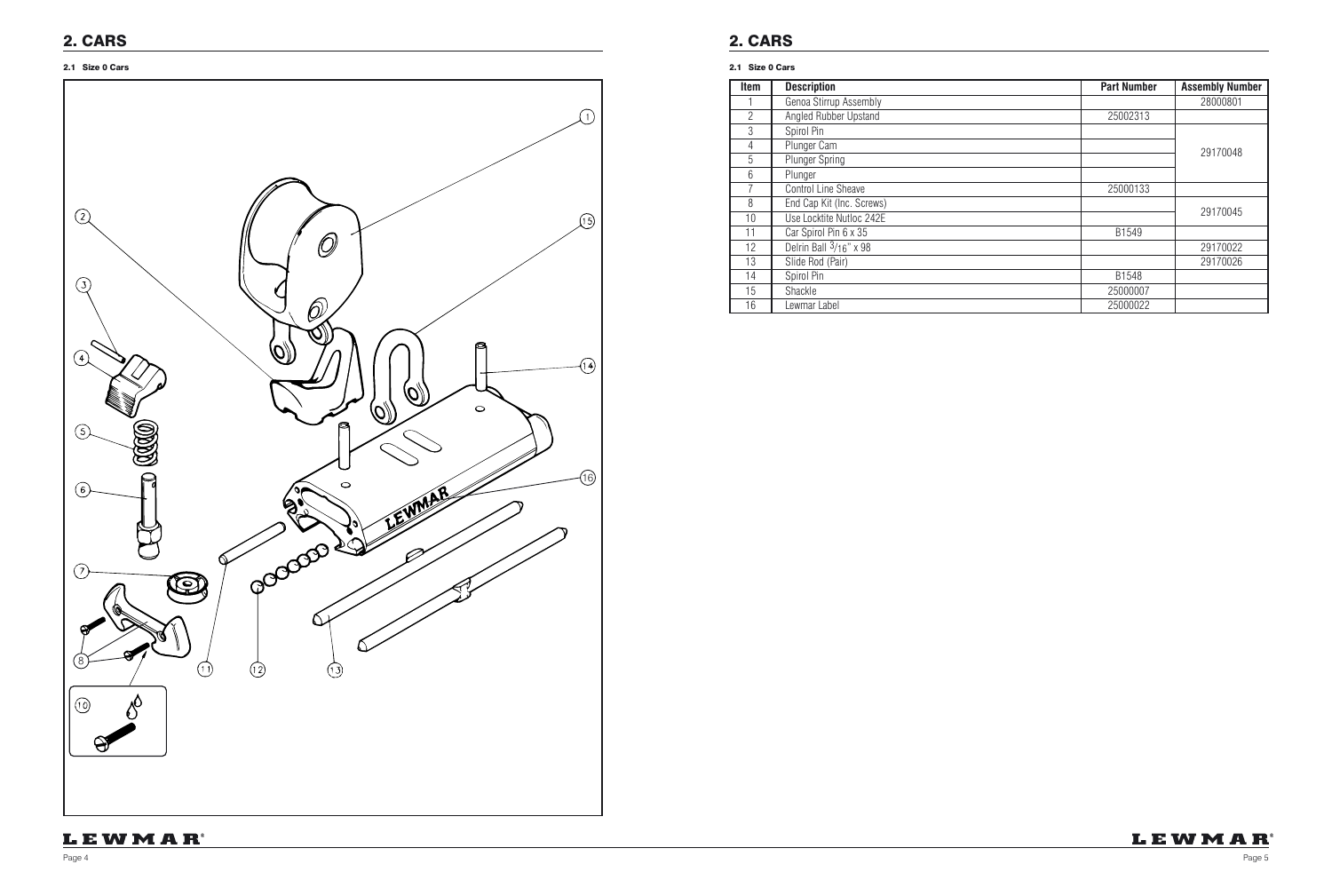## 2. CARS

### 2.1 Size 0 Cars

## 2. CARS

### 2.1 Size 0 Cars

| Item | Description | Part Number | Assembly Number |
|---|---|---|---|
| 1 | Genoa Stirrup Assembly | | 28000801 |
| 2 | Angled Rubber Upstand | 25002313 | |
| 3 | Spirol Pin | | 29170048 |
| 4 | Plunger Cam | | |
| 5 | Plunger Spring | | |
| 6 | Plunger | | |
| 7 | Control Line Sheave | 25000133 | |
| 8 | End Cap Kit (Inc. Screws) | | 29170045 |
| 10 | Use Locktite Nutloc 242E | | |
| 11 | Car Spirol Pin 6 x 35 | B1549 | |
| 12 | Delrin Ball $3/16$" x 98 | | 29170022 |
| 13 | Slide Rod (Pair) | | 29170026 |
| 14 | Spirol Pin | B1548 | |
| 15 | Shackle | 25000007 | |
| 16 | Lewmar Label | 25000022 | |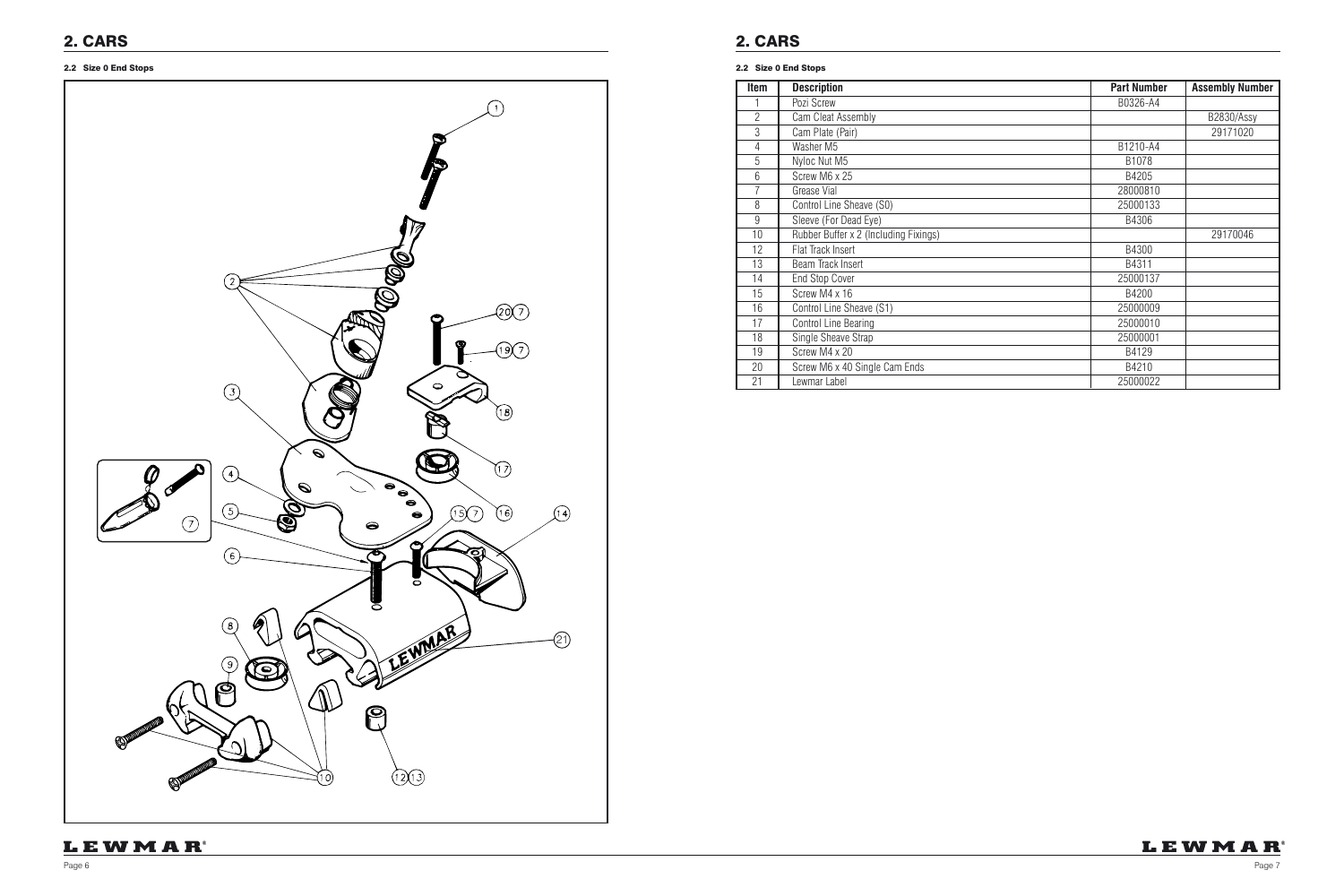## 2. CARS

### 2.2 Size 0 End Stops

## 2. CARS

### 2.2 Size 0 End Stops

| Item | Description | Part Number | Assembly Number |
|---|---|---|---|
| 1 | Pozi Screw | B0326-A4 | |
| 2 | Cam Cleat Assembly | | B2830/Assy |
| 3 | Cam Plate (Pair) | | 29171020 |
| 4 | Washer M5 | B1210-A4 | |
| 5 | Nyloc Nut M5 | B1078 | |
| 6 | Screw M6 x 25 | B4205 | |
| 7 | Grease Vial | 28000810 | |
| 8 | Control Line Sheave (S0) | 25000133 | |
| 9 | Sleeve (For Dead Eye) | B4306 | |
| 10 | Rubber Buffer x 2 (Including Fixings) | | 29170046 |
| 12 | Flat Track Insert | B4300 | |
| 13 | Beam Track Insert | B4311 | |
| 14 | End Stop Cover | 25000137 | |
| 15 | Screw M4 x 16 | B4200 | |
| 16 | Control Line Sheave (S1) | 25000009 | |
| 17 | Control Line Bearing | 25000010 | |
| 18 | Single Sheave Strap | 25000001 | |
| 19 | Screw M4 x 20 | B4129 | |
| 20 | Screw M6 x 40 Single Cam Ends | B4210 | |
| 21 | Lewmar Label | 25000022 | |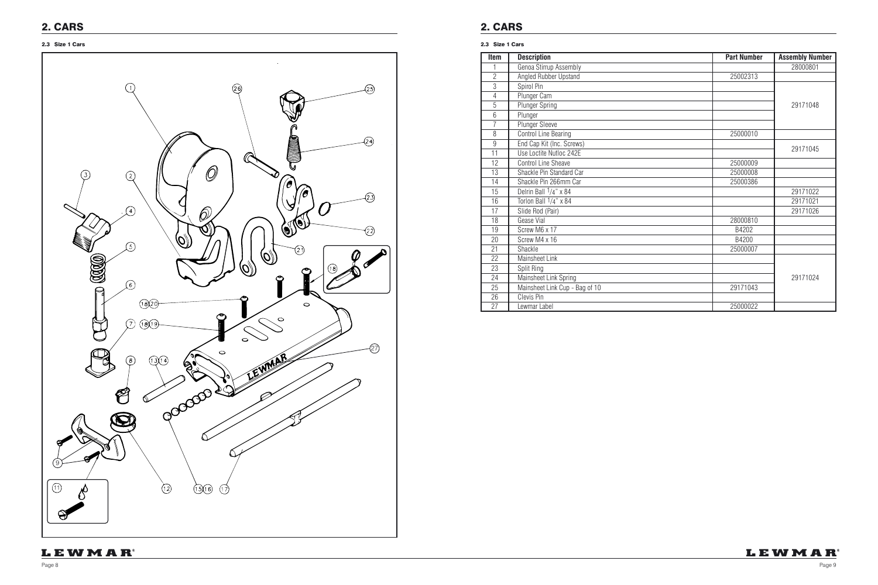## 2. CARS

### 2.3 Size 1 Cars

## 2. CARS

### 2.3 Size 1 Cars

| Item | Description | Part Number | Assembly Number |
|---|---|---|---|
| 1 | Genoa Stirrup Assembly | | 28000801 |
| 2 | Angled Rubber Upstand | 25002313 | |
| 3 | Spirol Pin | | 29171048 |
| 4 | Plunger Cam | | |
| 5 | Plunger Spring | | |
| 6 | Plunger | | |
| 7 | Plunger Sleeve | | |
| 8 | Control Line Bearing | 25000010 | |
| 9 | End Cap Kit (Inc. Screws) | | 29171045 |
| 11 | Use Loctite Nutloc 242E | | |
| 12 | Control Line Sheave | 25000009 | |
| 13 | Shackle Pin Standard Car | 25000008 | |
| 14 | Shackle Pin 266mm Car | 25000386 | |
| 15 | Delrin Ball 1/4" x 84 | | 29171022 |
| 16 | Torlon Ball 1/4" x 84 | | 29171021 |
| 17 | Slide Rod (Pair) | | 29171026 |
| 18 | Gease Vial | 28000810 | |
| 19 | Screw M6 x 17 | B4202 | |
| 20 | Screw M4 x 16 | B4200 | |
| 21 | Shackle | 25000007 | |
| 22 | Mainsheet Link | | 29171024 |
| 23 | Split Ring | | |
| 24 | Mainsheet Link Spring | | |
| 25 | Mainsheet Link Cup - Bag of 10 | 29171043 | |
| 26 | Clevis Pin | | |
| 27 | Lewmar Label | 25000022 | |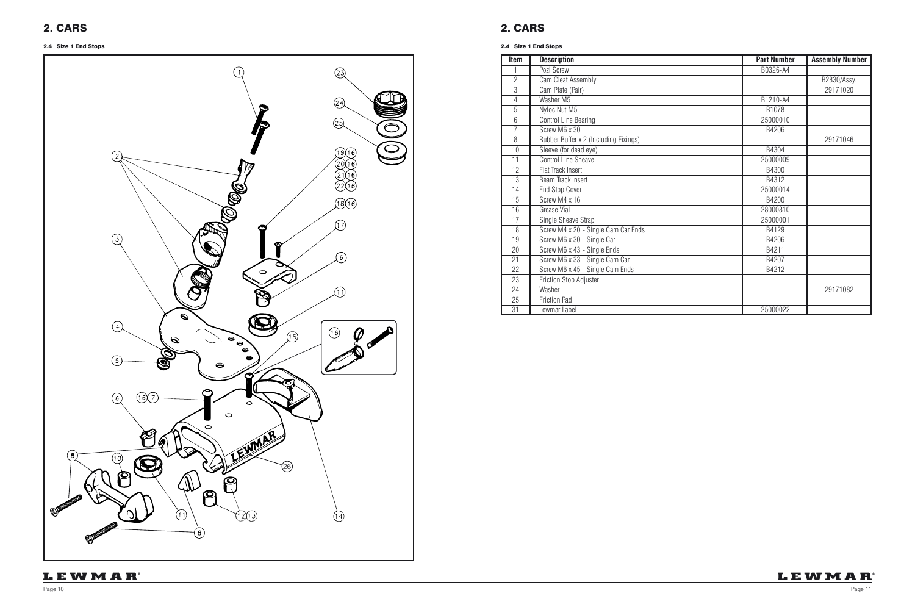## 2. CARS

#### 2.4 Size 1 End Stops

## 2. CARS

#### 2.4 Size 1 End Stops

| Item | Description | Part Number | Assembly Number |
|---|---|---|---|
| 1 | Pozi Screw | B0326-A4 | |
| 2 | Cam Cleat Assembly | | B2830/Assy. |
| 3 | Cam Plate (Pair) | | 29171020 |
| 4 | Washer M5 | B1210-A4 | |
| 5 | Nyloc Nut M5 | B1078 | |
| 6 | Control Line Bearing | 25000010 | |
| 7 | Screw M6 x 30 | B4206 | |
| 8 | Rubber Buffer x 2 (Including Fixings) | | 29171046 |
| 10 | Sleeve (for dead eye) | B4304 | |
| 11 | Control Line Sheave | 25000009 | |
| 12 | Flat Track Insert | B4300 | |
| 13 | Beam Track Insert | B4312 | |
| 14 | End Stop Cover | 25000014 | |
| 15 | Screw M4 x 16 | B4200 | |
| 16 | Grease Vial | 28000810 | |
| 17 | Single Sheave Strap | 25000001 | |
| 18 | Screw M4 x 20 - Single Cam Car Ends | B4129 | |
| 19 | Screw M6 x 30 - Single Car | B4206 | |
| 20 | Screw M6 x 43 - Single Ends | B4211 | |
| 21 | Screw M6 x 33 - Single Cam Car | B4207 | |
| 22 | Screw M6 x 45 - Single Cam Ends | B4212 | |
| 23 | Friction Stop Adjuster | | |
| 24 | Washer | | 29171082 |
| 25 | Friction Pad | | |
| 31 | Lewmar Label | 25000022 | |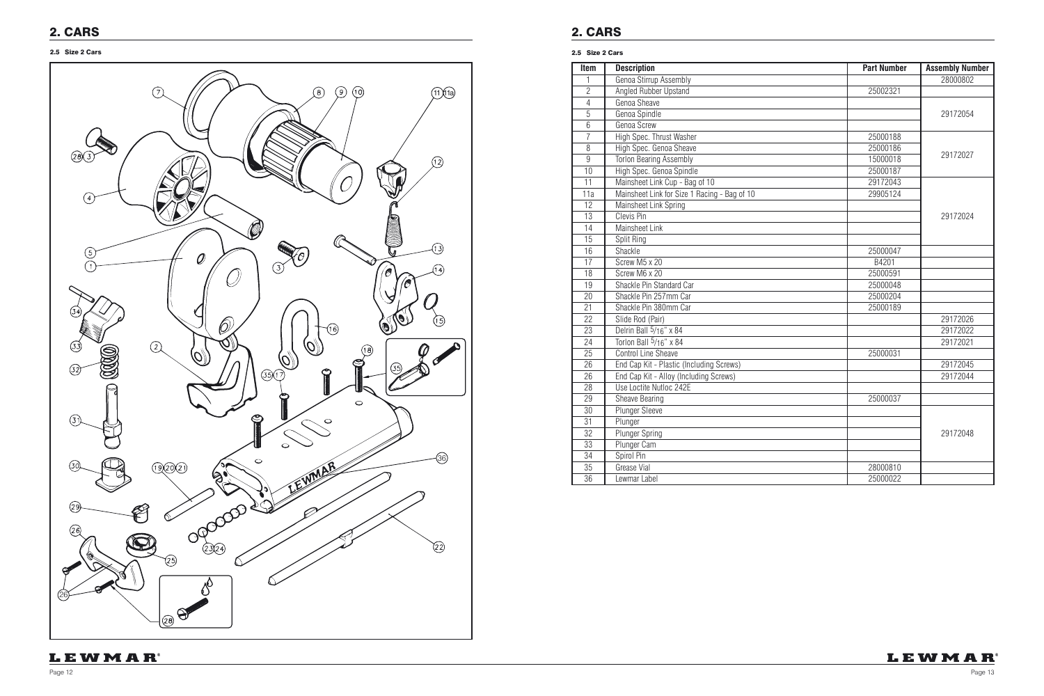## 2. CARS

### 2.5 Size 2 Cars

## 2. CARS

### 2.5 Size 2 Cars

| Item | Description | Part Number | Assembly Number |
|---|---|---|---|
| 1 | Genoa Stirrup Assembly | | 28000802 |
| 2 | Angled Rubber Upstand | 25002321 | |
| 4 | Genoa Sheave | | 29172054 |
| 5 | Genoa Spindle | | |
| 6 | Genoa Screw | | |
| 7 | High Spec. Thrust Washer | 25000188 | 29172027 |
| 8 | High Spec. Genoa Sheave | 25000186 | |
| 9 | Torlon Bearing Assembly | 15000018 | |
| 10 | High Spec. Genoa Spindle | 25000187 | |
| 11 | Mainsheet Link Cup - Bag of 10 | 29172043 | 29172024 |
| 11a | Mainsheet Link for Size 1 Racing - Bag of 10 | 29905124 | |
| 12 | Mainsheet Link Spring | | |
| 13 | Clevis Pin | | |
| 14 | Mainsheet Link | | |
| 15 | Split Ring | | |
| 16 | Shackle | 25000047 | |
| 17 | Screw M5 x 20 | B4201 | |
| 18 | Screw M6 x 20 | 25000591 | |
| 19 | Shackle Pin Standard Car | 25000048 | |
| 20 | Shackle Pin 257mm Car | 25000204 | |
| 21 | Shackle Pin 380mm Car | 25000189 | |
| 22 | Slide Rod (Pair) | | 29172026 |
| 23 | Delrin Ball 5/16" x 84 | | 29172022 |
| 24 | Torlon Ball 5/16" x 84 | | 29172021 |
| 25 | Control Line Sheave | 25000031 | |
| 26 | End Cap Kit - Plastic (Including Screws) | | 29172045 |
| 26 | End Cap Kit - Alloy (Including Screws) | | 29172044 |
| 28 | Use Loctite Nutloc 242E | | |
| 29 | Sheave Bearing | 25000037 | |
| 30 | Plunger Sleeve | | 29172048 |
| 31 | Plunger | | |
| 32 | Plunger Spring | | |
| 33 | Plunger Cam | | |
| 34 | Spirol Pin | | |
| 35 | Grease Vial | 28000810 | |
| 36 | Lewmar Label | 25000022 | |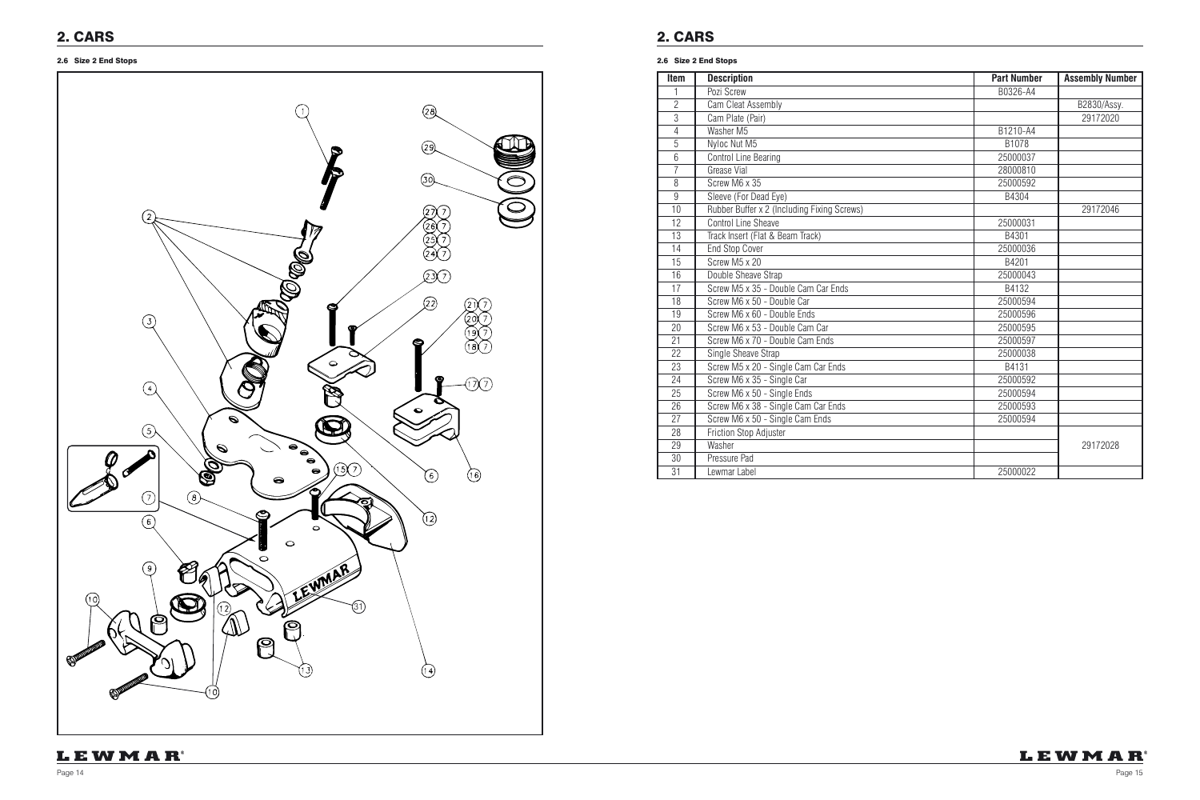## 2. CARS

### 2.6 Size 2 End Stops

## 2. CARS

### 2.6 Size 2 End Stops

| Item | Description | Part Number | Assembly Number |
|---|---|---|---|
| 1 | Pozi Screw | B0326-A4 | |
| 2 | Cam Cleat Assembly | | B2830/Assy. |
| 3 | Cam Plate (Pair) | | 29172020 |
| 4 | Washer M5 | B1210-A4 | |
| 5 | Nyloc Nut M5 | B1078 | |
| 6 | Control Line Bearing | 25000037 | |
| 7 | Grease Vial | 28000810 | |
| 8 | Screw M6 x 35 | 25000592 | |
| 9 | Sleeve (For Dead Eye) | B4304 | |
| 10 | Rubber Buffer x 2 (Including Fixing Screws) | | 29172046 |
| 12 | Control Line Sheave | 25000031 | |
| 13 | Track Insert (Flat & Beam Track) | B4301 | |
| 14 | End Stop Cover | 25000036 | |
| 15 | Screw M5 x 20 | B4201 | |
| 16 | Double Sheave Strap | 25000043 | |
| 17 | Screw M5 x 35 - Double Cam Car Ends | B4132 | |
| 18 | Screw M6 x 50 - Double Car | 25000594 | |
| 19 | Screw M6 x 60 - Double Ends | 25000596 | |
| 20 | Screw M6 x 53 - Double Cam Car | 25000595 | |
| 21 | Screw M6 x 70 - Double Cam Ends | 25000597 | |
| 22 | Single Sheave Strap | 25000038 | |
| 23 | Screw M5 x 20 - Single Cam Car Ends | B4131 | |
| 24 | Screw M6 x 35 - Single Car | 25000592 | |
| 25 | Screw M6 x 50 - Single Ends | 25000594 | |
| 26 | Screw M6 x 38 - Single Cam Car Ends | 25000593 | |
| 27 | Screw M6 x 50 - Single Cam Ends | 25000594 | |
| 28 | Friction Stop Adjuster | | |
| 29 | Washer | | 29172028 |
| 30 | Pressure Pad | | |
| 31 | Lewmar Label | 25000022 | |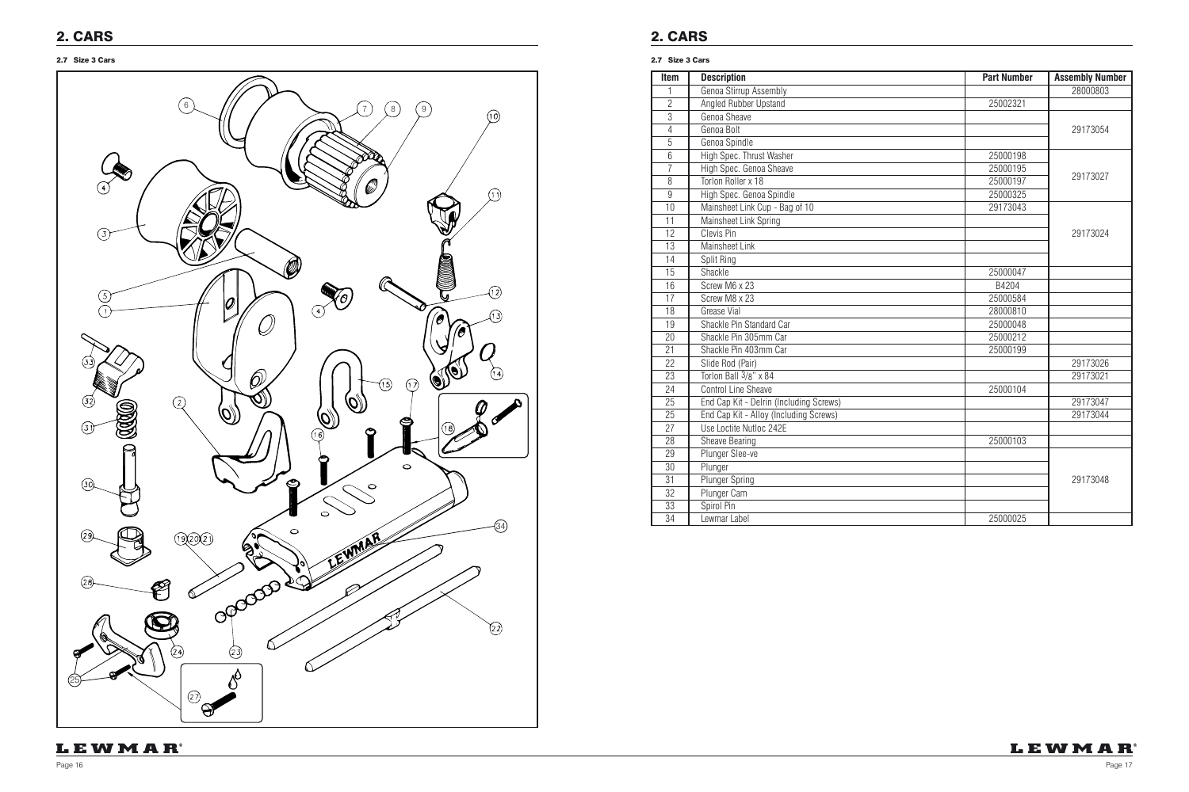## 2. CARS

### 2.7 Size 3 Cars

## 2. CARS

### 2.7 Size 3 Cars

| Item | Description | Part Number | Assembly Number |
|---|---|---|---|
| 1 | Genoa Stirrup Assembly | | 28000803 |
| 2 | Angled Rubber Upstand | 25002321 | |
| 3 | Genoa Sheave | | 29173054 |
| 4 | Genoa Bolt | | |
| 5 | Genoa Spindle | | |
| 6 | High Spec. Thrust Washer | 25000198 | 29173027 |
| 7 | High Spec. Genoa Sheave | 25000195 | |
| 8 | Torlon Roller x 18 | 25000197 | |
| 9 | High Spec. Genoa Spindle | 25000325 | |
| 10 | Mainsheet Link Cup - Bag of 10 | 29173043 | 29173024 |
| 11 | Mainsheet Link Spring | | |
| 12 | Clevis Pin | | |
| 13 | Mainsheet Link | | |
| 14 | Split Ring | | |
| 15 | Shackle | 25000047 | |
| 16 | Screw M6 x 23 | B4204 | |
| 17 | Screw M8 x 23 | 25000584 | |
| 18 | Grease Vial | 28000810 | |
| 19 | Shackle Pin Standard Car | 25000048 | |
| 20 | Shackle Pin 305mm Car | 25000212 | |
| 21 | Shackle Pin 403mm Car | 25000199 | |
| 22 | Slide Rod (Pair) | | 29173026 |
| 23 | Torlon Ball 3/8" x 84 | | 29173021 |
| 24 | Control Line Sheave | 25000104 | |
| 25 | End Cap Kit - Delrin (Including Screws) | | 29173047 |
| 25 | End Cap Kit - Alloy (Including Screws) | | 29173044 |
| 27 | Use Loctite Nutloc 242E | | |
| 28 | Sheave Bearing | 25000103 | |
| 29 | Plunger Slee-ve | | 29173048 |
| 30 | Plunger | | |
| 31 | Plunger Spring | | |
| 32 | Plunger Cam | | |
| 33 | Spirol Pin | | |
| 34 | Lewmar Label | 25000025 | |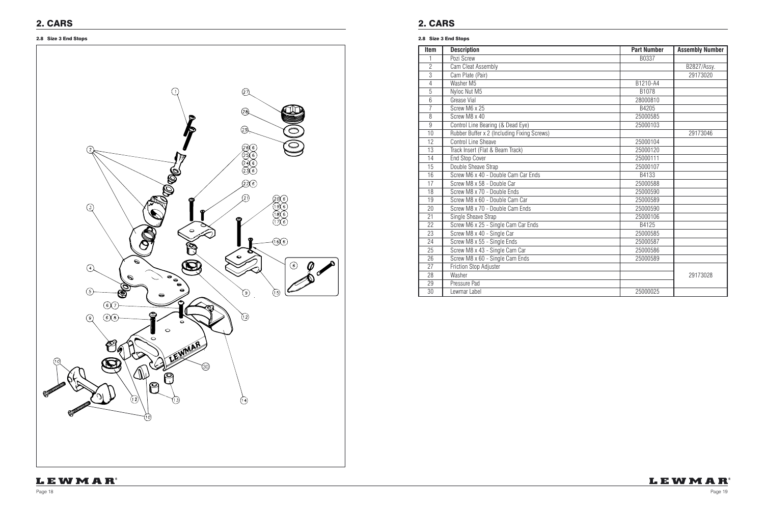## 2. CARS

### 2.8 Size 3 End Stops

## 2. CARS

### 2.8 Size 3 End Stops

| Item | Description | Part Number | Assembly Number |
|---|---|---|---|
| 1 | Pozi Screw | B0337 | |
| 2 | Cam Cleat Assembly | | B2827/Assy. |
| 3 | Cam Plate (Pair) | | 29173020 |
| 4 | Washer M5 | B1210-A4 | |
| 5 | Nyloc Nut M5 | B1078 | |
| 6 | Grease Vial | 28000810 | |
| 7 | Screw M6 x 25 | B4205 | |
| 8 | Screw M8 x 40 | 25000585 | |
| 9 | Control Line Bearing (& Dead Eye) | 25000103 | |
| 10 | Rubber Buffer x 2 (Including Fixing Screws) | | 29173046 |
| 12 | Control Line Sheave | 25000104 | |
| 13 | Track Insert (Flat & Beam Track) | 25000120 | |
| 14 | End Stop Cover | 25000111 | |
| 15 | Double Sheave Strap | 25000107 | |
| 16 | Screw M6 x 40 - Double Cam Car Ends | B4133 | |
| 17 | Screw M8 x 58 - Double Car | 25000588 | |
| 18 | Screw M8 x 70 - Double Ends | 25000590 | |
| 19 | Screw M8 x 60 - Double Cam Car | 25000589 | |
| 20 | Screw M8 x 70 - Double Cam Ends | 25000590 | |
| 21 | Single Sheave Strap | 25000106 | |
| 22 | Screw M6 x 25 - Single Cam Car Ends | B4125 | |
| 23 | Screw M8 x 40 - Single Car | 25000585 | |
| 24 | Screw M8 x 55 - Single Ends | 25000587 | |
| 25 | Screw M8 x 43 - Single Cam Car | 25000586 | |
| 26 | Screw M8 x 60 - Single Cam Ends | 25000589 | |
| 27 | Friction Stop Adjuster | | 29173028 |
| 28 | Washer | | |
| 29 | Pressure Pad | | |
| 30 | Lewmar Label | 25000025 | |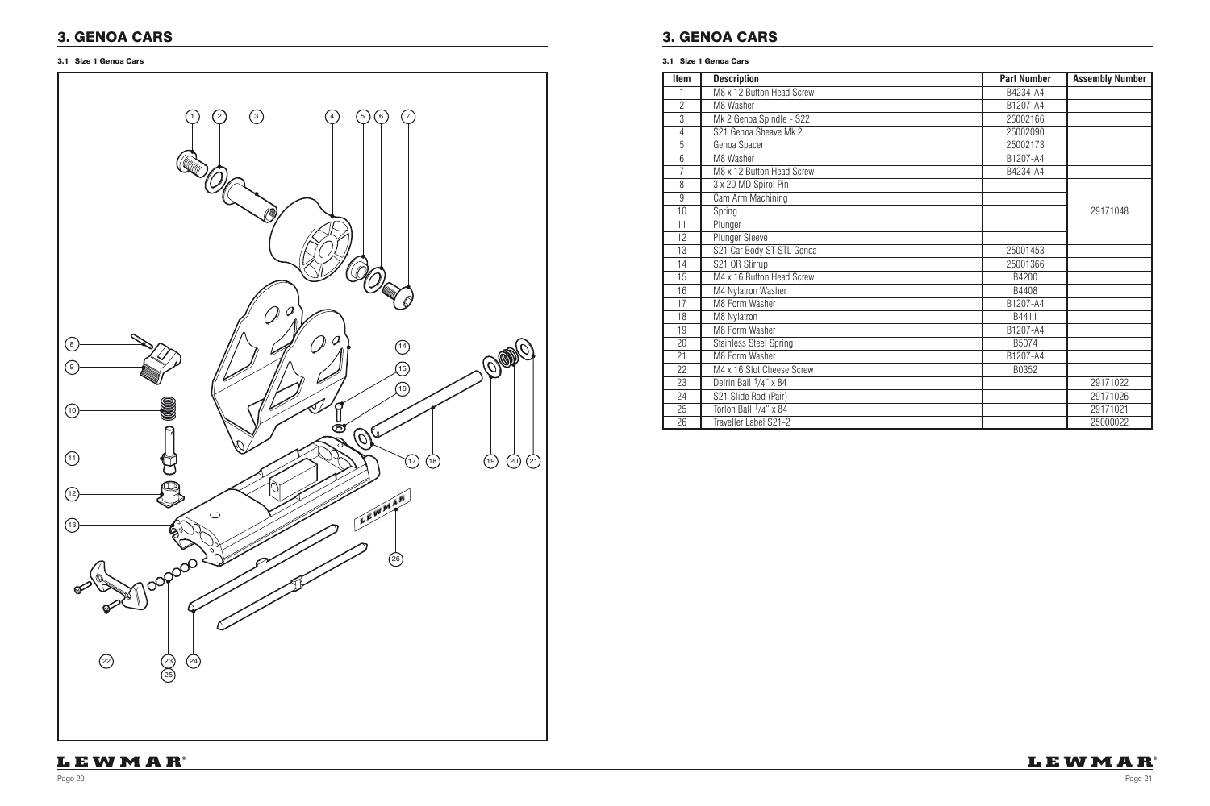# 3. GENOA CARS

### 3.1 Size 1 Genoa Cars

# 3. GENOA CARS

### 3.1 Size 1 Genoa Cars

| Item | Description | Part Number | Assembly Number |
|---|---|---|---|
| 1 | M8 x 12 Button Head Screw | B4234-A4 | |
| 2 | M8 Washer | B1207-A4 | |
| 3 | Mk 2 Genoa Spindle - S22 | 25002166 | |
| 4 | S21 Genoa Sheave Mk 2 | 25002090 | |
| 5 | Genoa Spacer | 25002173 | |
| 6 | M8 Washer | B1207-A4 | |
| 7 | M8 x 12 Button Head Screw | B4234-A4 | |
| 8 | 3 x 20 MD Spirol Pin | | 29171048 |
| 9 | Cam Arm Machining | | 29171048 |
| 10 | Spring | | 29171048 |
| 11 | Plunger | | 29171048 |
| 12 | Plunger Sleeve | | 29171048 |
| 13 | S21 Car Body ST STL Genoa | 25001453 | |
| 14 | S21 OR Stirrup | 25001366 | |
| 15 | M4 x 16 Button Head Screw | B4200 | |
| 16 | M4 Nylatron Washer | B4408 | |
| 17 | M8 Form Washer | B1207-A4 | |
| 18 | M8 Nylatron | B4411 | |
| 19 | M8 Form Washer | B1207-A4 | |
| 20 | Stainless Steel Spring | B5074 | |
| 21 | M8 Form Washer | B1207-A4 | |
| 22 | M4 x 16 Slot Cheese Screw | B0352 | |
| 23 | Delrin Ball 1/4" x 84 | | 29171022 |
| 24 | S21 Slide Rod (Pair) | | 29171026 |
| 25 | Torlon Ball 1/4" x 84 | | 29171021 |
| 26 | Traveller Label S21-2 | | 25000022 |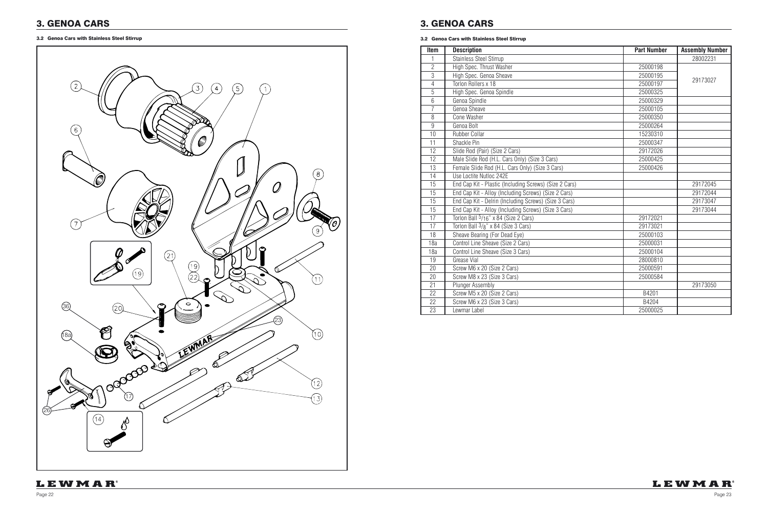# 3. GENOA CARS

### 3.2 Genoa Cars with Stainless Steel Stirrup

# 3. GENOA CARS

### 3.2 Genoa Cars with Stainless Steel Stirrup

| Item | Description | Part Number | Assembly Number |
|---|---|---|---|
| 1 | Stainless Steel Stirrup | | 28002231 |
| 2 | High Spec. Thrust Washer | 25000198 | 29173027 |
| 3 | High Spec. Genoa Sheave | 25000195 | |
| 4 | Torlon Rollers x 18 | 25000197 | |
| 5 | High Spec. Genoa Spindle | 25000325 | |
| 6 | Genoa Spindle | 25000329 | |
| 7 | Genoa Sheave | 25000105 | |
| 8 | Cone Washer | 25000350 | |
| 9 | Genoa Bolt | 25000264 | |
| 10 | Rubber Collar | 15230310 | |
| 11 | Shackle Pin | 25000347 | |
| 12 | Slide Rod (Pair) (Size 2 Cars) | 29172026 | |
| 12 | Male Slide Rod (H.L. Cars Only) (Size 3 Cars) | 25000425 | |
| 13 | Female Slide Rod (H.L. Cars Only) (Size 3 Cars) | 25000426 | |
| 14 | Use Loctite Nutloc 242E | | |
| 15 | End Cap Kit - Plastic (Including Screws) (Size 2 Cars) | | 29172045 |
| 15 | End Cap Kit - Alloy (Including Screws) (Size 2 Cars) | | 29172044 |
| 15 | End Cap Kit - Delrin (Including Screws) (Size 3 Cars) | | 29173047 |
| 15 | End Cap Kit - Alloy (Including Screws) (Size 3 Cars) | | 29173044 |
| 17 | Torlon Ball 5/16" x 84 (Size 2 Cars) | 29172021 | |
| 17 | Torlon Ball 3/8" x 84 (Size 3 Cars) | 29173021 | |
| 18 | Sheave Bearing (For Dead Eye) | 25000103 | |
| 18a | Control Line Sheave (Size 2 Cars) | 25000031 | |
| 18a | Control Line Sheave (Size 3 Cars) | 25000104 | |
| 19 | Grease Vial | 28000810 | |
| 20 | Screw M6 x 20 (Size 2 Cars) | 25000591 | |
| 20 | Screw M8 x 23 (Size 3 Cars) | 25000584 | |
| 21 | Plunger Assembly | | 29173050 |
| 22 | Screw M5 x 20 (Size 2 Cars) | B4201 | |
| 22 | Screw M6 x 23 (Size 3 Cars) | B4204 | |
| 23 | Lewmar Label | 25000025 | |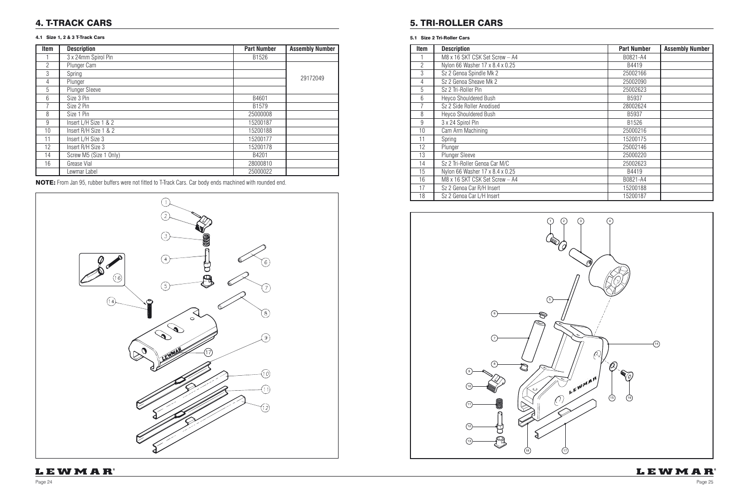## 4. T-TRACK CARS

#### 4.1 Size 1, 2 & 3 T-Track Cars

| Item | Description | Part Number | Assembly Number |
|---|---|---|---|
| 1 | 3 x 24mm Spirol Pin | B1526 | |
| 2 | Plunger Cam | | 29172049 |
| 3 | Spring | | |
| 4 | Plunger | | |
| 5 | Plunger Sleeve | | |
| 6 | Size 3 Pin | B4601 | |
| 7 | Size 2 Pin | B1579 | |
| 8 | Size 1 Pin | 25000008 | |
| 9 | Insert L/H Size 1 & 2 | 15200187 | |
| 10 | Insert R/H Size 1 & 2 | 15200188 | |
| 11 | Insert L/H Size 3 | 15200177 | |
| 12 | Insert R/H Size 3 | 15200178 | |
| 14 | Screw M5 (Size 1 Only) | B4201 | |
| 16 | Grease Vial | 28000810 | |
| | Lewmar Label | 25000022 | |

**NOTE:** From Jan 95, rubber buffers were not fitted to T-Track Cars. Car body ends machined with rounded end.

## 5. TRI-ROLLER CARS

#### 5.1 Size 2 Tri-Roller Cars

| Item | Description | Part Number | Assembly Number |
|---|---|---|---|
| 1 | M8 x 16 SKT CSK Set Screw – A4 | B0821-A4 | |
| 2 | Nylon 66 Washer 17 x 8.4 x 0.25 | B4419 | |
| 3 | Sz 2 Genoa Spindle Mk 2 | 25002166 | |
| 4 | Sz 2 Genoa Sheave Mk 2 | 25002090 | |
| 5 | Sz 2 Tri-Roller Pin | 25002623 | |
| 6 | Heyco Shouldered Bush | B5937 | |
| 7 | Sz 2 Side Roller Anodised | 28002624 | |
| 8 | Heyco Shouldered Bush | B5937 | |
| 9 | 3 x 24 Spirol Pin | B1526 | |
| 10 | Cam Arm Machining | 25000216 | |
| 11 | Spring | 15200175 | |
| 12 | Plunger | 25002146 | |
| 13 | Plunger Sleeve | 25000220 | |
| 14 | Sz 2 Tri-Roller Genoa Car M/C | 25002623 | |
| 15 | Nylon 66 Washer 17 x 8.4 x 0.25 | B4419 | |
| 16 | M8 x 16 SKT CSK Set Screw – A4 | B0821-A4 | |
| 17 | Sz 2 Genoa Car R/H Insert | 15200188 | |
| 18 | Sz 2 Genoa Car L/H Insert | 15200187 | |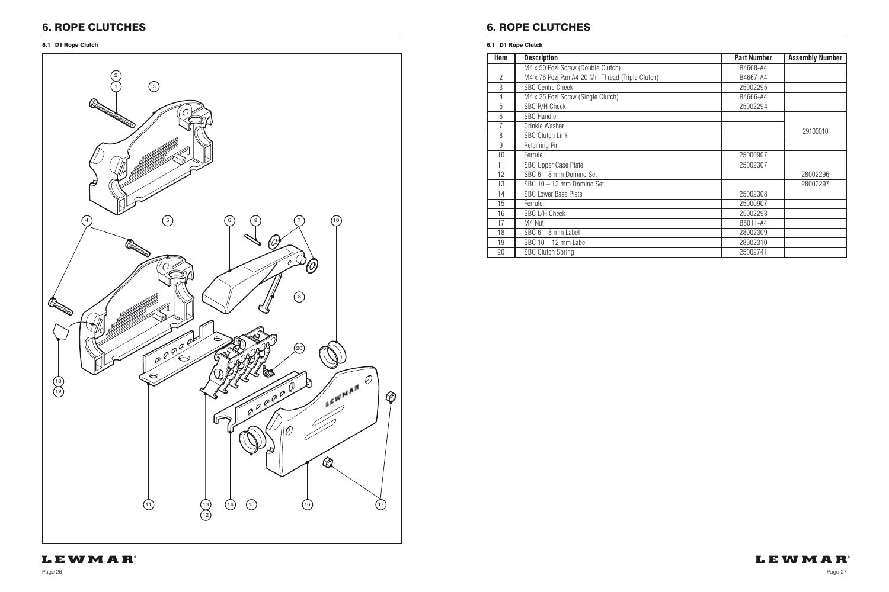# 6. ROPE CLUTCHES

### 6.1 D1 Rope Clutch

# 6. ROPE CLUTCHES

### 6.1 D1 Rope Clutch

| Item | Description | Part Number | Assembly Number |
|---|---|---|---|
| 1 | M4 x 50 Pozi Screw (Double Clutch) | B4668-A4 | |
| 2 | M4 x 76 Pozi Pan A4 20 Min Thread (Triple Clutch) | B4667-A4 | |
| 3 | SBC Centre Cheek | 25002295 | |
| 4 | M4 x 25 Pozi Screw (Single Clutch) | B4666-A4 | |
| 5 | SBC R/H Cheek | 25002294 | |
| 6 | SBC Handle | | 29100010 |
| 7 | Crinkle Washer | | |
| 8 | SBC Clutch Link | | |
| 9 | Retaining Pin | | |
| 10 | Ferrule | 25000907 | |
| 11 | SBC Upper Case Plate | 25002307 | |
| 12 | SBC 6 – 8 mm Domino Set | | 28002296 |
| 13 | SBC 10 – 12 mm Domino Set | | 28002297 |
| 14 | SBC Lower Base Plate | 25002308 | |
| 15 | Ferrule | 25000907 | |
| 16 | SBC L/H Cheek | 25002293 | |
| 17 | M4 Nut | B5011-A4 | |
| 18 | SBC 6 – 8 mm Label | 28002309 | |
| 19 | SBC 10 – 12 mm Label | 28002310 | |
| 20 | SBC Clutch Spring | 25002741 | |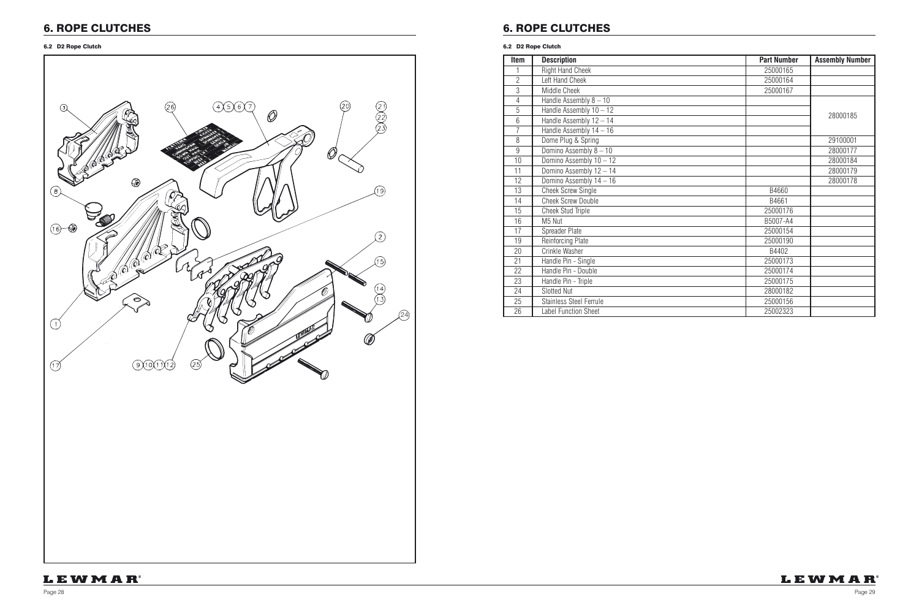# 6. ROPE CLUTCHES

### 6.2 D2 Rope Clutch

# 6. ROPE CLUTCHES

### 6.2 D2 Rope Clutch

| Item | Description | Part Number | Assembly Number |
|---|---|---|---|
| 1 | Right Hand Cheek | 25000165 | |
| 2 | Left Hand Cheek | 25000164 | |
| 3 | Middle Cheek | 25000167 | |
| 4 | Handle Assembly 8 – 10 | | 28000185 |
| 5 | Handle Assembly 10 – 12 | | |
| 6 | Handle Assembly 12 – 14 | | |
| 7 | Handle Assembly 14 – 16 | | |
| 8 | Dome Plug & Spring | | 29100001 |
| 9 | Domino Assembly 8 – 10 | | 28000177 |
| 10 | Domino Assembly 10 – 12 | | 28000184 |
| 11 | Domino Assembly 12 – 14 | | 28000179 |
| 12 | Domino Assembly 14 – 16 | | 28000178 |
| 13 | Cheek Screw Single | B4660 | |
| 14 | Cheek Screw Double | B4661 | |
| 15 | Cheek Stud Triple | 25000176 | |
| 16 | M5 Nut | B5007-A4 | |
| 17 | Spreader Plate | 25000154 | |
| 19 | Reinforcing Plate | 25000190 | |
| 20 | Crinkle Washer | B4402 | |
| 21 | Handle Pin - Single | 25000173 | |
| 22 | Handle Pin - Double | 25000174 | |
| 23 | Handle Pin - Triple | 25000175 | |
| 24 | Slotted Nut | 28000182 | |
| 25 | Stainless Steel Ferrule | 25000156 | |
| 26 | Label Function Sheet | 25002323 | |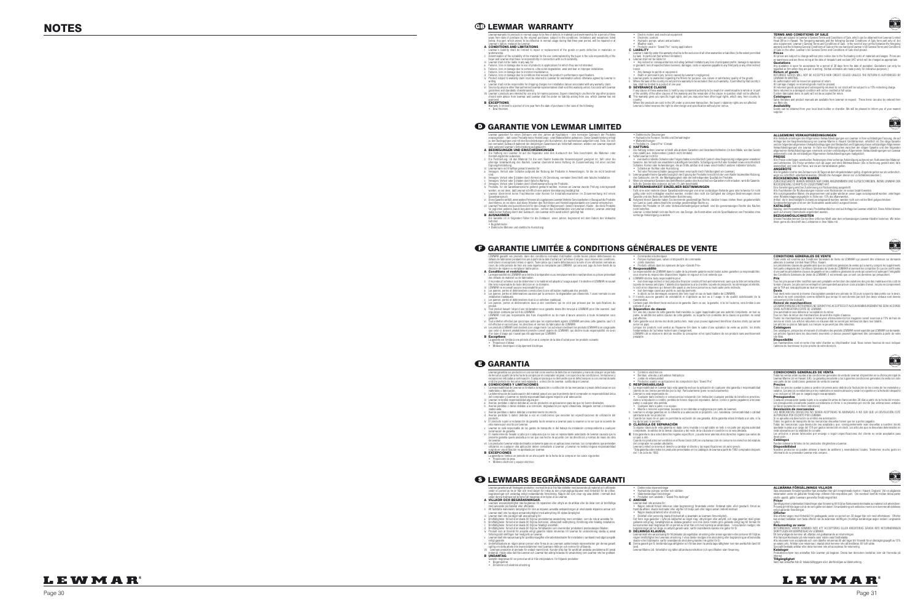# NOTES

## LEWMAR WARRANTY

**A CONDITIONS AND LIMITATIONS**

**B EXCEPTIONS**

**C LIABILITY**

**D SEVERANCE CLAUSE**

### TERMS AND CONDITIONS OF SALE

**Prices**

**Quotations**

**Return of goods**

**Catalogues**

**Availability**

## GARANTIE VON LEWMAR LIMITED

**A BEDINGUNGEN UND EINSCHRÄNKUNGEN**

**B AUSNAHMEN**

**C HAFTUNG**

**D ABTRENNBARKEIT EINZELNER BESTIMMUNGEN**

### ALLGEMEINE VERKAUFSBEDINGUNGEN

**PREISE**

**ANGEBOTE**

**RÜCKSENDUNG VON WAREN**

**KATALOGE**

**BEZUGSMÖGLICHKEITEN**

## GARANTIE LIMITÉE & CONDITIONS GÉNÉRALES DE VENTE

**A Conditions et restrictions**

**B Exceptions**

**C Responsabilité**

**D Séparation de clause**

### CONDITIONS GÉNÉRALES DE VENTE

**Prix**

**Devis**

**Renvoi de marchandises**

**Catalogues**

**Disponibilité**

## GARANTIA

**A CONDICIONES Y LIMITACIONES**

**B EXCEPCIONES**

**C RESPONSABILIDAD**

**D CLÁUSULA DE SEPARACIÓN**

### CONDICIONES GENERALES DE VENTA

**Precios**

**Presupuestos**

**Devolución de mercancías**

**Catálogos**

**Disponibilidad**

## LEWMARS BEGRÄNSADE GARANTI

**A VILLKOR OCH BEGRÄNSNINGAR**

**B UNDANTAG**

**C ANSVAR**

**D DELNINGS KLAUSUL**

### ALLMÄNNA FÖRSÄLJNINGS VILLKOR

**Priser**

**Offerter**

**Returnering av varor**

**Kataloger**

**Tillgänglighet**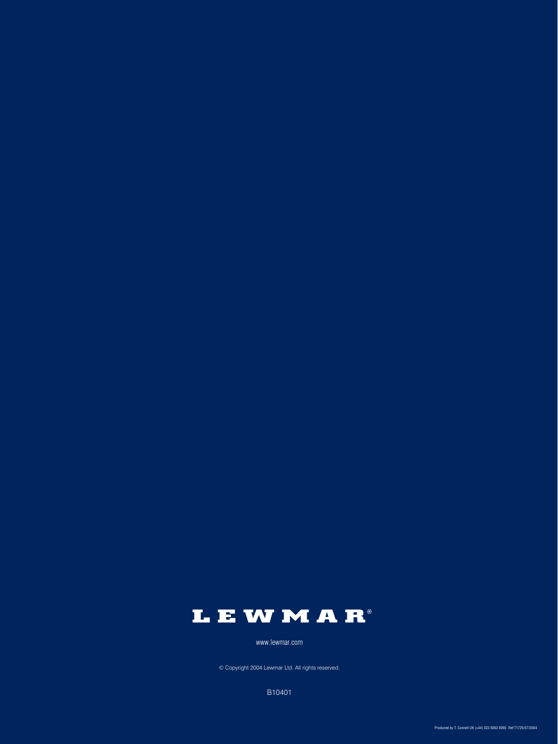LEWMAR®

www.lewmar.com

© Copyright 2004 Lewmar Ltd. All rights reserved.

B10401

Produced by T. Connell UK (+44) 023 9263 9265 Ref:T1725/07/2004